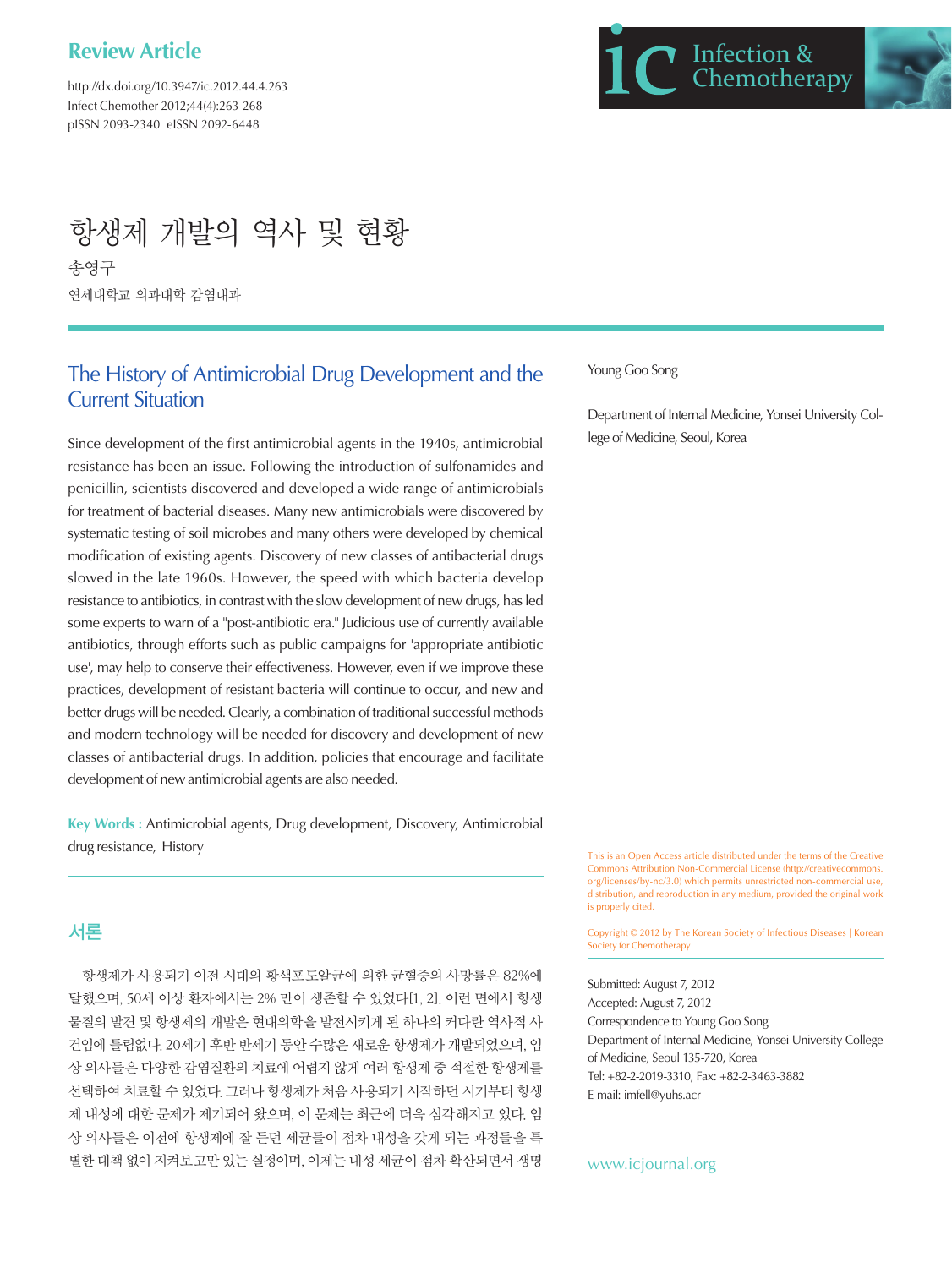**Review Article**

http://dx.doi.org/10.3947/ic.2012.44.4.263
Infect Chemother 2012;44(4):263-268
pISSN 2093-2340 eISSN 2092-6448

# 항생제 개발의 역사 및 현황

송영구

연세대학교 의과대학 감염내과

## The History of Antimicrobial Drug Development and the Current Situation

Young Goo Song

Department of Internal Medicine, Yonsei University College of Medicine, Seoul, Korea

Since development of the first antimicrobial agents in the 1940s, antimicrobial resistance has been an issue. Following the introduction of sulfonamides and penicillin, scientists discovered and developed a wide range of antimicrobials for treatment of bacterial diseases. Many new antimicrobials were discovered by systematic testing of soil microbes and many others were developed by chemical modification of existing agents. Discovery of new classes of antibacterial drugs slowed in the late 1960s. However, the speed with which bacteria develop resistance to antibiotics, in contrast with the slow development of new drugs, has led some experts to warn of a "post-antibiotic era." Judicious use of currently available antibiotics, through efforts such as public campaigns for 'appropriate antibiotic use', may help to conserve their effectiveness. However, even if we improve these practices, development of resistant bacteria will continue to occur, and new and better drugs will be needed. Clearly, a combination of traditional successful methods and modern technology will be needed for discovery and development of new classes of antibacterial drugs. In addition, policies that encourage and facilitate development of new antimicrobial agents are also needed.

**Key Words :** Antimicrobial agents, Drug development, Discovery, Antimicrobial drug resistance, History

This is an Open Access article distributed under the terms of the Creative Commons Attribution Non-Commercial License (http://creativecommons.org/licenses/by-nc/3.0) which permits unrestricted non-commercial use, distribution, and reproduction in any medium, provided the original work is properly cited.

Copyright © 2012 by The Korean Society of Infectious Diseases | Korean Society for Chemotherapy

Submitted: August 7, 2012
Accepted: August 7, 2012
Correspondence to Young Goo Song
Department of Internal Medicine, Yonsei University College of Medicine, Seoul 135-720, Korea
Tel: +82-2-2019-3310, Fax: +82-2-3463-3882
E-mail: imfell@yuhs.acr

www.icjournal.org

## 서론

항생제가 사용되기 이전 시대의 황색포도알균에 의한 균혈증의 사망률은 82%에 달했으며, 50세 이상 환자에서는 2% 만이 생존할 수 있었다[1, 2]. 이런 면에서 항생물질의 발견 및 항생제의 개발은 현대의학을 발전시키게 된 하나의 커다란 역사적 사건임에 틀림없다. 20세기 후반 반세기 동안 수많은 새로운 항생제가 개발되었으며, 임상 의사들은 다양한 감염질환의 치료에 어렵지 않게 여러 항생제 중 적절한 항생제를 선택하여 치료할 수 있었다. 그러나 항생제가 처음 사용되기 시작하던 시기부터 항생제 내성에 대한 문제가 제기되어 왔으며, 이 문제는 최근에 더욱 심각해지고 있다. 임상 의사들은 이전에 항생제에 잘 듣던 세균들이 점차 내성을 갖게 되는 과정들을 특별한 대책 없이 지켜보고만 있는 실정이며, 이제는 내성 세균이 점차 확산되면서 생명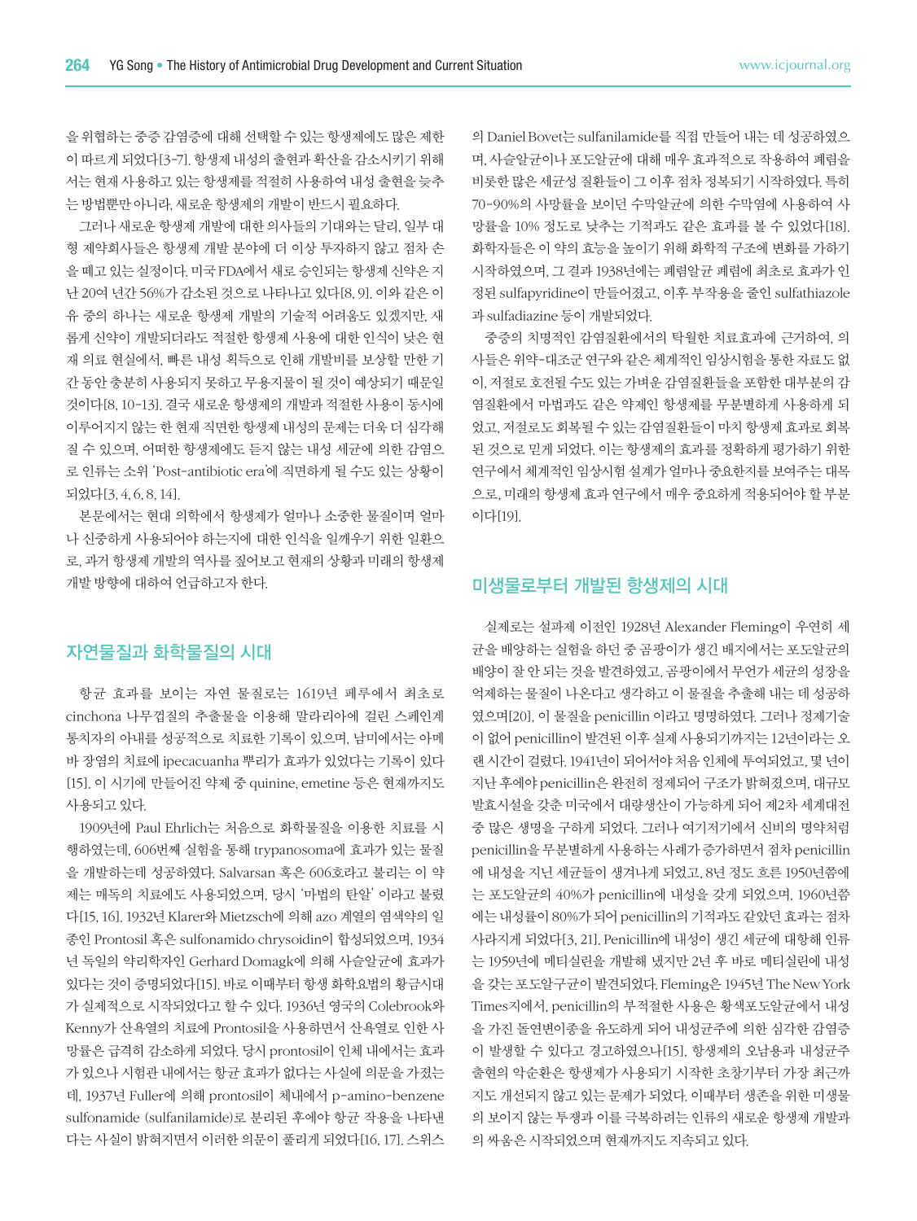을 위협하는 중증 감염증에 대해 선택할 수 있는 항생제에도 많은 제한이 따르게 되었다[3-7]. 항생제 내성의 출현과 확산을 감소시키기 위해서는 현재 사용하고 있는 항생제를 적절히 사용하여 내성 출현을 늦추는 방법뿐만 아니라, 새로운 항생제의 개발이 반드시 필요하다.

그러나 새로운 항생제 개발에 대한 의사들의 기대와는 달리, 일부 대형 제약회사들은 항생제 개발 분야에 더 이상 투자하지 않고 점차 손을 떼고 있는 실정이다. 미국 FDA에서 새로 승인되는 항생제 신약은 지난 20여 년간 56%가 감소된 것으로 나타나고 있다[8, 9]. 이와 같은 이유 중의 하나는 새로운 항생제 개발의 기술적 어려움도 있겠지만, 새롭게 신약이 개발되더라도 적절한 항생제 사용에 대한 인식이 낮은 현재 의료 현실에서, 빠른 내성 획득으로 인해 개발비를 보상할 만한 기간 동안 충분히 사용되지 못하고 무용지물이 될 것이 예상되기 때문일 것이다[8, 10-13]. 결국 새로운 항생제의 개발과 적절한 사용이 동시에 이루어지지 않는 한 현재 직면한 항생제 내성의 문제는 더욱 더 심각해 질 수 있으며, 어떠한 항생제에도 듣지 않는 내성 세균에 의한 감염으로 인류는 소위 'Post-antibiotic era'에 직면하게 될 수도 있는 상황이 되었다[3, 4, 6, 8, 14].

본문에서는 현대 의학에서 항생제가 얼마나 소중한 물질이며 얼마나 신중하게 사용되어야 하는지에 대한 인식을 일깨우기 위한 일환으로, 과거 항생제 개발의 역사를 짚어보고 현재의 상황과 미래의 항생제 개발 방향에 대하여 언급하고자 한다.

## 자연물질과 화학물질의 시대

항균 효과를 보이는 자연 물질로는 1619년 페루에서 최초로 cinchona 나무껍질의 추출물을 이용해 말라리아에 걸린 스페인계 통치자의 아내를 성공적으로 치료한 기록이 있으며, 남미에서는 아메바 장염의 치료에 ipecacuanha 뿌리가 효과가 있었다는 기록이 있다[15]. 이 시기에 만들어진 약제 중 quinine, emetine 등은 현재까지도 사용되고 있다.

1909년에 Paul Ehrlich는 처음으로 화학물질을 이용한 치료를 시행하였는데, 606번째 실험을 통해 trypanosoma에 효과가 있는 물질을 개발하는데 성공하였다. Salvarsan 혹은 606호라고 불리는 이 약제는 매독의 치료에도 사용되었으며, 당시 '마법의 탄알' 이라고 불렸다[15, 16]. 1932년 Klarer와 Mietzsch에 의해 azo 계열의 염색약의 일종인 Prontosil 혹은 sulfonamido chrysoidin이 합성되었으며, 1934년 독일의 약리학자인 Gerhard Domagk에 의해 사슬알균에 효과가 있다는 것이 증명되었다[15]. 바로 이때부터 항생 화학요법의 황금시대가 실제적으로 시작되었다고 할 수 있다. 1936년 영국의 Colebrook와 Kenny가 산욕열의 치료에 Prontosil을 사용하면서 산욕열로 인한 사망률은 급격히 감소하게 되었다. 당시 prontosil이 인체 내에서는 효과가 있으나 시험관 내에서는 항균 효과가 없다는 사실에 의문을 가졌는데, 1937년 Fuller에 의해 prontosil이 체내에서 p-amino-benzene sulfonamide (sulfanilamide)로 분리된 후에야 항균 작용을 나타낸다는 사실이 밝혀지면서 이러한 의문이 풀리게 되었다[16, 17]. 스위스의 Daniel Bovet는 sulfanilamide를 직접 만들어 내는 데 성공하였으며, 사슬알균이나 포도알균에 대해 매우 효과적으로 작용하여 폐렴을 비롯한 많은 세균성 질환들이 그 이후 점차 정복되기 시작하였다. 특히 70-90%의 사망률을 보이던 수막알균에 의한 수막염에 사용하여 사망률을 10% 정도로 낮추는 기적과도 같은 효과를 볼 수 있었다[18]. 화학자들은 이 약의 효능을 높이기 위해 화학적 구조에 변화를 가하기 시작하였으며, 그 결과 1938년에는 폐렴알균 폐렴에 최초로 효과가 인정된 sulfapyridine이 만들어졌고, 이후 부작용을 줄인 sulfathiazole과 sulfadiazine 등이 개발되었다.

중증의 치명적인 감염질환에서의 탁월한 치료효과에 근거하여, 의사들은 위약-대조군 연구와 같은 체계적인 임상시험을 통한 자료도 없이, 저절로 호전될 수도 있는 가벼운 감염질환들을 포함한 대부분의 감염질환에서 마법과도 같은 약제인 항생제를 무분별하게 사용하게 되었고, 저절로도 회복될 수 있는 감염질환들이 마치 항생제 효과로 회복된 것으로 믿게 되었다. 이는 항생제의 효과를 정확하게 평가하기 위한 연구에서 체계적인 임상시험 설계가 얼마나 중요한지를 보여주는 대목으로, 미래의 항생제 효과 연구에서 매우 중요하게 적용되어야 할 부분이다[19].

## 미생물로부터 개발된 항생제의 시대

실제로는 설파제 이전인 1928년 Alexander Fleming이 우연히 세균을 배양하는 실험을 하던 중 곰팡이가 생긴 배지에서는 포도알균의 배양이 잘 안 되는 것을 발견하였고, 곰팡이에서 무언가 세균의 성장을 억제하는 물질이 나온다고 생각하고 이 물질을 추출해 내는 데 성공하였으며[20], 이 물질을 penicillin 이라고 명명하였다. 그러나 정제기술이 없어 penicillin이 발견된 이후 실제 사용되기까지는 12년이라는 오랜 시간이 걸렸다. 1941년이 되어서야 처음 인체에 투여되었고, 몇 년이 지난 후에야 penicillin은 완전히 정제되어 구조가 밝혀졌으며, 대규모 발효시설을 갖춘 미국에서 대량생산이 가능하게 되어 제2차 세계대전 중 많은 생명을 구하게 되었다. 그러나 여기저기에서 신비의 명약처럼 penicillin을 무분별하게 사용하는 사례가 증가하면서 점차 penicillin에 내성을 지닌 세균들이 생겨나게 되었고, 8년 정도 흐른 1950년쯤에는 포도알균의 40%가 penicillin에 내성을 갖게 되었으며, 1960년쯤에는 내성률이 80%가 되어 penicillin의 기적과도 같았던 효과는 점차 사라지게 되었다[3, 21]. Penicillin에 내성이 생긴 세균에 대항해 인류는 1959년에 메티실린을 개발해 냈지만 2년 후 바로 메티실린에 내성을 갖는 포도알구균이 발견되었다. Fleming은 1945년 The New York Times지에서, penicillin의 부적절한 사용은 황색포도알균에서 내성을 가진 돌연변이종을 유도하게 되어 내성균주에 의한 심각한 감염증이 발생할 수 있다고 경고하였으나[15], 항생제의 오남용과 내성균주 출현의 악순환은 항생제가 사용되기 시작한 초창기부터 가장 최근까지도 개선되지 않고 있는 문제가 되었다. 이때부터 생존을 위한 미생물의 보이지 않는 투쟁과 이를 극복하려는 인류의 새로운 항생제 개발과의 싸움은 시작되었으며 현재까지도 지속되고 있다.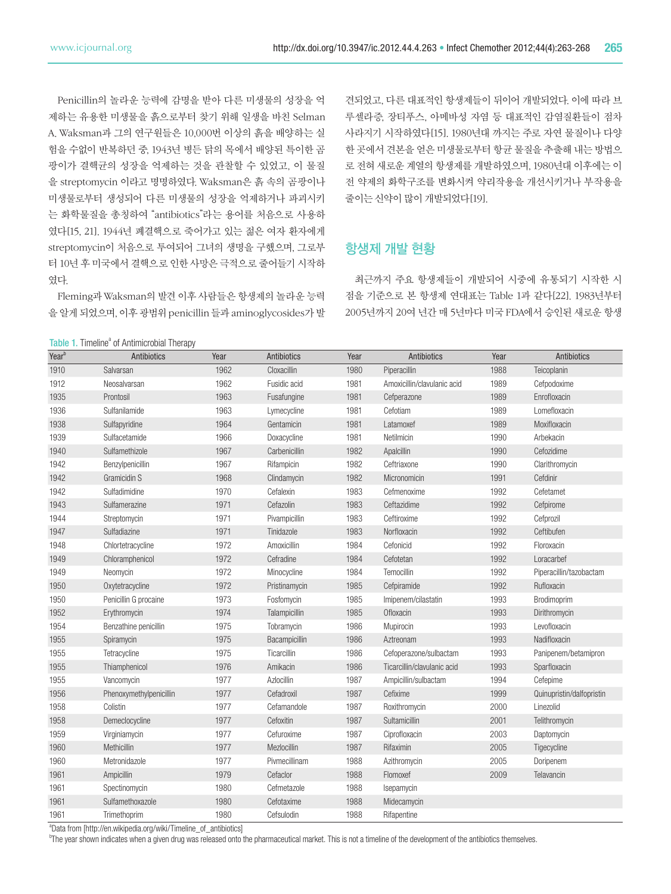Penicillin의 놀라운 능력에 감명을 받아 다른 미생물의 성장을 억제하는 유용한 미생물을 흙으로부터 찾기 위해 일생을 바친 Selman A. Waksman과 그의 연구원들은 10,000번 이상의 흙을 배양하는 실험을 수없이 반복하던 중, 1943년 병든 닭의 목에서 배양된 특이한 곰팡이가 결핵균의 성장을 억제하는 것을 관찰할 수 있었고, 이 물질을 streptomycin 이라고 명명하였다. Waksman은 흙 속의 곰팡이나 미생물로부터 생성되어 다른 미생물의 성장을 억제하거나 파괴시키는 화학물질을 총칭하여 "antibiotics"라는 용어를 처음으로 사용하였다[15, 21]. 1944년 폐결핵으로 죽어가고 있는 젊은 여자 환자에게 streptomycin이 처음으로 투여되어 그녀의 생명을 구했으며, 그로부터 10년 후 미국에서 결핵으로 인한 사망은 극적으로 줄어들기 시작하였다.

Fleming과 Waksman의 발견 이후 사람들은 항생제의 놀라운 능력을 알게 되었으며, 이후 광범위 penicillin 들과 aminoglycosides가 발견되었고, 다른 대표적인 항생제들이 뒤이어 개발되었다. 이에 따라 브루셀라증, 장티푸스, 아메바성 자염 등 대표적인 감염질환들이 점차 사라지기 시작하였다[15]. 1980년대 까지는 주로 자연 물질이나 다양한 곳에서 견본을 얻은 미생물로부터 항균 물질을 추출해 내는 방법으로 전혀 새로운 계열의 항생제를 개발하였으며, 1980년대 이후에는 이전 약제의 화학구조를 변화시켜 약리작용을 개선시키거나 부작용을 줄이는 신약이 많이 개발되었다[19].

## 항생제 개발 현황

최근까지 주요 항생제들이 개발되어 시중에 유통되기 시작한 시점을 기준으로 본 항생제 연대표는 Table 1과 같다[22]. 1983년부터 2005년까지 20여 년간 매 5년마다 미국 FDA에서 승인된 새로운 항생

Table 1. Timeline[a] of Antimicrobial Therapy

| Year[b] | Antibiotics | Year | Antibiotics | Year | Antibiotics | Year | Antibiotics |
|---|---|---|---|---|---|---|---|
| 1910 | Salvarsan | 1962 | Cloxacillin | 1980 | Piperacillin | 1988 | Teicoplanin |
| 1912 | Neosalvarsan | 1962 | Fusidic acid | 1981 | Amoxicillin/clavulanic acid | 1989 | Cefpodoxime |
| 1935 | Prontosil | 1963 | Fusafungine | 1981 | Cefperazone | 1989 | Enrofloxacin |
| 1936 | Sulfanilamide | 1963 | Lymecycline | 1981 | Cefotiam | 1989 | Lomefloxacin |
| 1938 | Sulfapyridine | 1964 | Gentamicin | 1981 | Latamoxef | 1989 | Moxifloxacin |
| 1939 | Sulfacetamide | 1966 | Doxacycline | 1981 | Netilmicin | 1990 | Arbekacin |
| 1940 | Sulfamethizole | 1967 | Carbenicillin | 1982 | Apalcillin | 1990 | Cefozidime |
| 1942 | Benzylpenicillin | 1967 | Rifampicin | 1982 | Ceftriaxone | 1990 | Clarithromycin |
| 1942 | Gramicidin S | 1968 | Clindamycin | 1982 | Micronomicin | 1991 | Cefdinir |
| 1942 | Sulfadimidine | 1970 | Cefalexin | 1983 | Cefmenoxime | 1992 | Cefetamet |
| 1943 | Sulfamerazine | 1971 | Cefazolin | 1983 | Ceftazidime | 1992 | Cefpirome |
| 1944 | Streptomycin | 1971 | Pivampicillin | 1983 | Ceftiroxime | 1992 | Cefprozil |
| 1947 | Sulfadiazine | 1971 | Tinidazole | 1983 | Norfloxacin | 1992 | Ceftibufen |
| 1948 | Chlortetracycline | 1972 | Amoxicillin | 1984 | Cefonicid | 1992 | Floroxacin |
| 1949 | Chloramphenicol | 1972 | Cefradine | 1984 | Cefotetan | 1992 | Loracarbef |
| 1949 | Neomycin | 1972 | Minocycline | 1984 | Temocillin | 1992 | Piperacillin/tazobactam |
| 1950 | Oxytetracycline | 1972 | Pristinamycin | 1985 | Cefpiramide | 1992 | Rufloxacin |
| 1950 | Penicillin G procaine | 1973 | Fosfomycin | 1985 | Imipenem/cilastatin | 1993 | Brodimoprim |
| 1952 | Erythromycin | 1974 | Talampicillin | 1985 | Ofloxacin | 1993 | Dirithromycin |
| 1954 | Benzathine penicillin | 1975 | Tobramycin | 1986 | Mupirocin | 1993 | Levofloxacin |
| 1955 | Spiramycin | 1975 | Bacampicillin | 1986 | Aztreonam | 1993 | Nadifloxacin |
| 1955 | Tetracycline | 1975 | Ticarcillin | 1986 | Cefoperazone/sulbactam | 1993 | Panipenem/betamipron |
| 1955 | Thiamphenicol | 1976 | Amikacin | 1986 | Ticarcillin/clavulanic acid | 1993 | Sparfloxacin |
| 1955 | Vancomycin | 1977 | Azlocillin | 1987 | Ampicillin/sulbactam | 1994 | Cefepime |
| 1956 | Phenoxymethylpenicillin | 1977 | Cefadroxil | 1987 | Cefixime | 1999 | Quinupristin/dalfopristin |
| 1958 | Colistin | 1977 | Cefamandole | 1987 | Roxithromycin | 2000 | Linezolid |
| 1958 | Demeclocycline | 1977 | Cefoxitin | 1987 | Sultamicillin | 2001 | Telithromycin |
| 1959 | Virginiamycin | 1977 | Cefuroxime | 1987 | Ciprofloxacin | 2003 | Daptomycin |
| 1960 | Methicillin | 1977 | Mezlocillin | 1987 | Rifaximin | 2005 | Tigecycline |
| 1960 | Metronidazole | 1977 | Pivmecillinam | 1988 | Azithromycin | 2005 | Doripenem |
| 1961 | Ampicillin | 1979 | Cefaclor | 1988 | Flomoxef | 2009 | Telavancin |
| 1961 | Spectinomycin | 1980 | Cefmetazole | 1988 | Isepamycin | | |
| 1961 | Sulfamethoxazole | 1980 | Cefotaxime | 1988 | Midecamycin | | |
| 1961 | Trimethoprim | 1980 | Cefsulodin | 1988 | Rifapentine | | |

[a]Data from [http://en.wikipedia.org/wiki/Timeline_of_antibiotics]
[b]The year shown indicates when a given drug was released onto the pharmaceutical market. This is not a timeline of the development of the antibiotics themselves.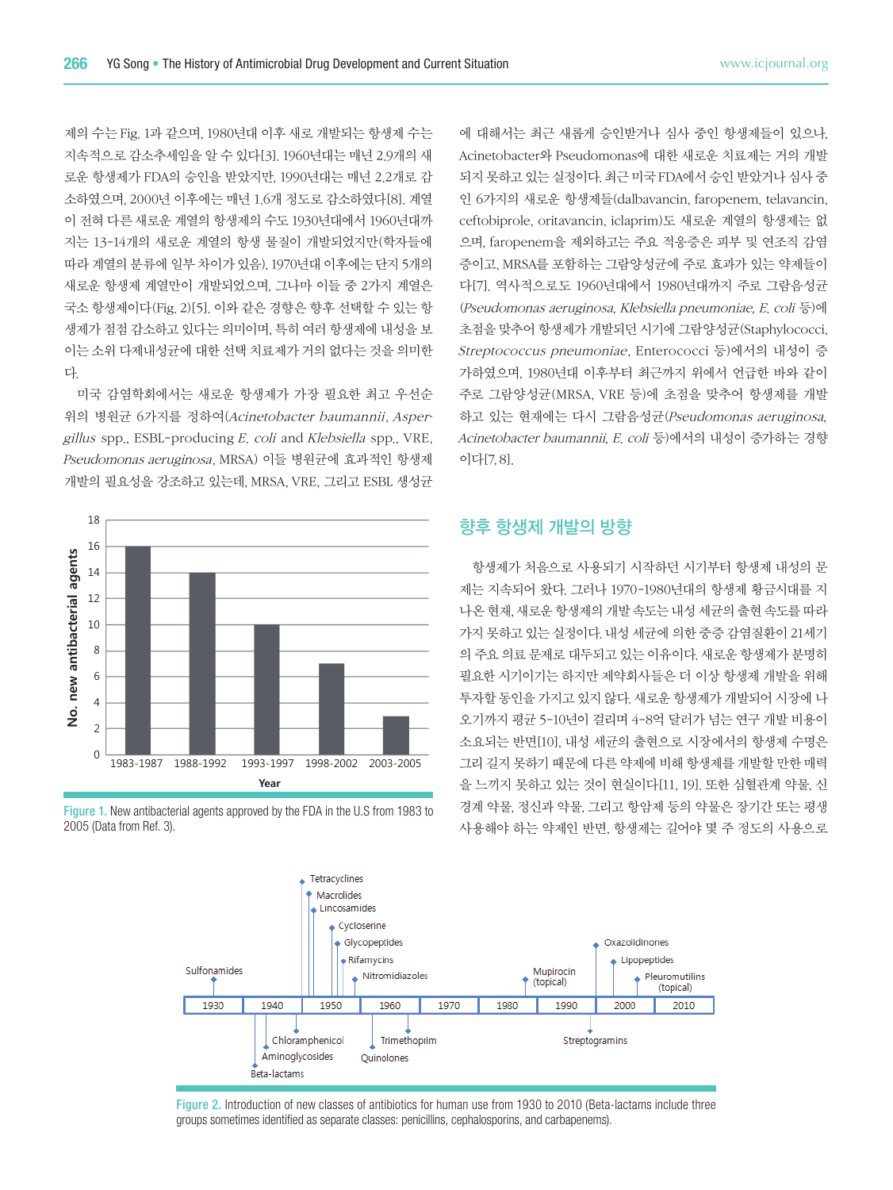제의 수는 Fig. 1과 같으며, 1980년대 이후 새로 개발되는 항생제 수는 지속적으로 감소추세임을 알 수 있다[3]. 1960년대는 매년 2.9개의 새로운 항생제가 FDA의 승인을 받았지만, 1990년대는 매년 2.2개로 감소하였으며, 2000년 이후에는 매년 1.6개 정도로 감소하였다[8]. 계열이 전혀 다른 새로운 계열의 항생제의 수도 1930년대에서 1960년대까지는 13-14개의 새로운 계열의 항생 물질이 개발되었지만(학자들에 따라 계열의 분류에 일부 차이가 있음), 1970년대 이후에는 단지 5개의 새로운 항생제 계열만이 개발되었으며, 그나마 이들 중 2가지 계열은 국소 항생제이다(Fig. 2)[5]. 이와 같은 경향은 향후 선택할 수 있는 항생제가 점점 감소하고 있다는 의미이며, 특히 여러 항생제에 내성을 보이는 소위 다제내성균에 대한 선택 치료제가 거의 없다는 것을 의미한다.

미국 감염학회에서는 새로운 항생제가 가장 필요한 최고 우선순위의 병원균 6가지를 정하여(*Acinetobacter baumannii*, *Aspergillus* spp., ESBL-producing *E. coli* and *Klebsiella* spp., VRE, *Pseudomonas aeruginosa*, MRSA) 이들 병원균에 효과적인 항생제 개발의 필요성을 강조하고 있는데, MRSA, VRE, 그리고 ESBL 생성균에 대해서는 최근 새롭게 승인받거나 심사 중인 항생제들이 있으나, Acinetobacter와 Pseudomonas에 대한 새로운 치료제는 거의 개발되지 못하고 있는 실정이다. 최근 미국 FDA에서 승인 받았거나 심사 중인 6가지의 새로운 항생제들(dalbavancin, faropenem, telavancin, ceftobiprole, oritavancin, iclaprim)도 새로운 계열의 항생제는 없으며, faropenem을 제외하고는 주요 적응증은 피부 및 연조직 감염증이고, MRSA를 포함하는 그람양성균에 주로 효과가 있는 약제들이다[7]. 역사적으로도 1960년대에서 1980년대까지 주로 그람음성균(*Pseudomonas aeruginosa, Klebsiella pneumoniae, E. coli* 등)에 초점을 맞추어 항생제가 개발되던 시기에 그람양성균(Staphylococci, *Streptococcus pneumoniae*, Enterococci 등)에서의 내성이 증가하였으며, 1980년대 이후부터 최근까지 위에서 언급한 바와 같이 주로 그람양성균(MRSA, VRE 등)에 초점을 맞추어 항생제를 개발하고 있는 현재에는 다시 그람음성균(*Pseudomonas aeruginosa, Acinetobacter baumannii, E. coli* 등)에서의 내성이 증가하는 경향이다[7, 8].

| Year | No. new antibacterial agents |
|---|---|
| 1983-1987 | 16 |
| 1988-1992 | 14 |
| 1993-1997 | 10 |
| 1998-2002 | 7 |
| 2003-2005 | 3 |

Figure 1. New antibacterial agents approved by the FDA in the U.S from 1983 to 2005 (Data from Ref. 3).

## 향후 항생제 개발의 방향

항생제가 처음으로 사용되기 시작하던 시기부터 항생제 내성의 문제는 지속되어 왔다. 그러나 1970-1980년대의 항생제 황금시대를 지나온 현재, 새로운 항생제의 개발 속도는 내성 세균의 출현 속도를 따라가지 못하고 있는 실정이다. 내성 세균에 의한 중증 감염질환이 21세기의 주요 의료 문제로 대두되고 있는 이유이다. 새로운 항생제가 분명히 필요한 시기이기는 하지만 제약회사들은 더 이상 항생제 개발을 위해 투자할 동인을 가지고 있지 않다. 새로운 항생제가 개발되어 시장에 나오기까지 평균 5-10년이 걸리며 4-8억 달러가 넘는 연구 개발 비용이 소요되는 반면[10], 내성 세균의 출현으로 시장에서의 항생제 수명은 그리 길지 못하기 때문에 다른 약제에 비해 항생제를 개발할 만한 매력을 느끼지 못하고 있는 것이 현실이다[11, 19]. 또한 심혈관계 약물, 신경계 약물, 정신과 약물, 그리고 항암제 등의 약물은 장기간 또는 평생 사용해야 하는 약제인 반면, 항생제는 길어야 몇 주 정도의 사용으로

Sulfonamides (1930s); Beta-lactams, Aminoglycosides (1940s); Chloramphenicol, Tetracyclines, Macrolides, Lincosamides, Cycloserine, Glycopeptides, Rifamycins, Nitromidiazoles (1950s); Trimethoprim, Quinolones (1960s); Mupirocin (topical) (1980s); Streptogramins, Oxazolidinones (1990s–2000); Lipopeptides (2000s); Pleuromutilins (topical) (2000s)

Figure 2. Introduction of new classes of antibiotics for human use from 1930 to 2010 (Beta-lactams include three groups sometimes identified as separate classes: penicillins, cephalosporins, and carbapenems).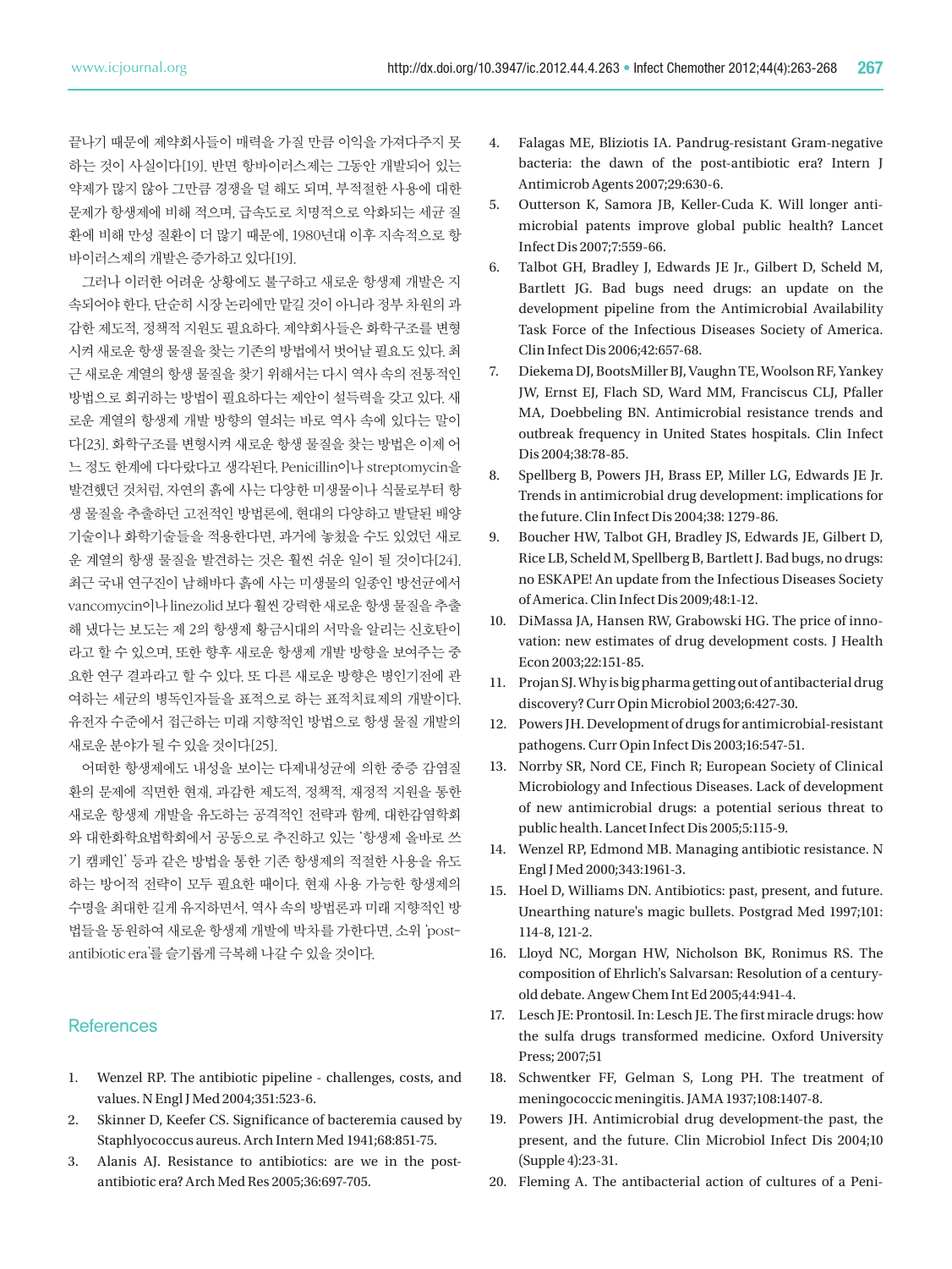끝나기 때문에 제약회사들이 매력을 가질 만큼 이익을 가져다주지 못하는 것이 사실이다[19]. 반면 항바이러스제는 그동안 개발되어 있는 약제가 많지 않아 그만큼 경쟁을 덜 해도 되며, 부적절한 사용에 대한 문제가 항생제에 비해 적으며, 급속도로 치명적으로 악화되는 세균 질환에 비해 만성 질환이 더 많기 때문에, 1980년대 이후 지속적으로 항바이러스제의 개발은 증가하고 있다[19].

그러나 이러한 어려운 상황에도 불구하고 새로운 항생제 개발은 지속되어야 한다. 단순히 시장 논리에만 맡길 것이 아니라 정부 차원의 과감한 제도적, 정책적 지원도 필요하다. 제약회사들은 화학구조를 변형시켜 새로운 항생 물질을 찾는 기존의 방법에서 벗어날 필요도 있다. 최근 새로운 계열의 항생 물질을 찾기 위해서는 다시 역사 속의 전통적인 방법으로 회귀하는 방법이 필요하다는 제안이 설득력을 갖고 있다. 새로운 계열의 항생제 개발 방향의 열쇠는 바로 역사 속에 있다는 말이다[23]. 화학구조를 변형시켜 새로운 항생 물질을 찾는 방법은 이제 어느 정도 한계에 다다랐다고 생각된다. Penicillin이나 streptomycin을 발견했던 것처럼, 자연의 흙에 사는 다양한 미생물이나 식물로부터 항생 물질을 추출하던 고전적인 방법론에, 현대의 다양하고 발달된 배양기술이나 화학기술들을 적용한다면, 과거에 놓쳤을 수도 있었던 새로운 계열의 항생 물질을 발견하는 것은 훨씬 쉬운 일이 될 것이다[24]. 최근 국내 연구진이 남해바다 흙에 사는 미생물의 일종인 방선균에서 vancomycin이나 linezolid 보다 훨씬 강력한 새로운 항생 물질을 추출해 냈다는 보도는 제 2의 항생제 황금시대의 서막을 알리는 신호탄이라고 할 수 있으며, 또한 향후 새로운 항생제 개발 방향을 보여주는 중요한 연구 결과라고 할 수 있다. 또 다른 새로운 방향은 병인기전에 관여하는 세균의 병독인자들을 표적으로 하는 표적치료제의 개발이다. 유전자 수준에서 접근하는 미래 지향적인 방법으로 항생 물질 개발의 새로운 분야가 될 수 있을 것이다[25].

어떠한 항생제에도 내성을 보이는 다제내성균에 의한 중증 감염질환의 문제에 직면한 현재, 과감한 제도적, 정책적, 재정적 지원을 통한 새로운 항생제 개발을 유도하는 공격적인 전략과 함께, 대한감염학회와 대한화학요법학회에서 공동으로 추진하고 있는 '항생제 올바로 쓰기 캠페인' 등과 같은 방법을 통한 기존 항생제의 적절한 사용을 유도하는 방어적 전략이 모두 필요한 때이다. 현재 사용 가능한 항생제의 수명을 최대한 길게 유지하면서, 역사 속의 방법론과 미래 지향적인 방법들을 동원하여 새로운 항생제 개발에 박차를 가한다면, 소위 'post-antibiotic era'를 슬기롭게 극복해 나갈 수 있을 것이다.

## References

1. Wenzel RP. The antibiotic pipeline - challenges, costs, and values. N Engl J Med 2004;351:523-6.
2. Skinner D, Keefer CS. Significance of bacteremia caused by Staphlyococcus aureus. Arch Intern Med 1941;68:851-75.
3. Alanis AJ. Resistance to antibiotics: are we in the post-antibiotic era? Arch Med Res 2005;36:697-705.
4. Falagas ME, Bliziotis IA. Pandrug-resistant Gram-negative bacteria: the dawn of the post-antibiotic era? Intern J Antimicrob Agents 2007;29:630-6.
5. Outterson K, Samora JB, Keller-Cuda K. Will longer antimicrobial patents improve global public health? Lancet Infect Dis 2007;7:559-66.
6. Talbot GH, Bradley J, Edwards JE Jr., Gilbert D, Scheld M, Bartlett JG. Bad bugs need drugs: an update on the development pipeline from the Antimicrobial Availability Task Force of the Infectious Diseases Society of America. Clin Infect Dis 2006;42:657-68.
7. Diekema DJ, BootsMiller BJ, Vaughn TE, Woolson RF, Yankey JW, Ernst EJ, Flach SD, Ward MM, Franciscus CLJ, Pfaller MA, Doebbeling BN. Antimicrobial resistance trends and outbreak frequency in United States hospitals. Clin Infect Dis 2004;38:78-85.
8. Spellberg B, Powers JH, Brass EP, Miller LG, Edwards JE Jr. Trends in antimicrobial drug development: implications for the future. Clin Infect Dis 2004;38: 1279-86.
9. Boucher HW, Talbot GH, Bradley JS, Edwards JE, Gilbert D, Rice LB, Scheld M, Spellberg B, Bartlett J. Bad bugs, no drugs: no ESKAPE! An update from the Infectious Diseases Society of America. Clin Infect Dis 2009;48:1-12.
10. DiMassa JA, Hansen RW, Grabowski HG. The price of innovation: new estimates of drug development costs. J Health Econ 2003;22:151-85.
11. Projan SJ. Why is big pharma getting out of antibacterial drug discovery? Curr Opin Microbiol 2003;6:427-30.
12. Powers JH. Development of drugs for antimicrobial-resistant pathogens. Curr Opin Infect Dis 2003;16:547-51.
13. Norrby SR, Nord CE, Finch R; European Society of Clinical Microbiology and Infectious Diseases. Lack of development of new antimicrobial drugs: a potential serious threat to public health. Lancet Infect Dis 2005;5:115-9.
14. Wenzel RP, Edmond MB. Managing antibiotic resistance. N Engl J Med 2000;343:1961-3.
15. Hoel D, Williams DN. Antibiotics: past, present, and future. Unearthing nature's magic bullets. Postgrad Med 1997;101: 114-8, 121-2.
16. Lloyd NC, Morgan HW, Nicholson BK, Ronimus RS. The composition of Ehrlich's Salvarsan: Resolution of a century-old debate. Angew Chem Int Ed 2005;44:941-4.
17. Lesch JE: Prontosil. In: Lesch JE. The first miracle drugs: how the sulfa drugs transformed medicine. Oxford University Press; 2007;51
18. Schwentker FF, Gelman S, Long PH. The treatment of meningococcic meningitis. JAMA 1937;108:1407-8.
19. Powers JH. Antimicrobial drug development-the past, the present, and the future. Clin Microbiol Infect Dis 2004;10 (Supple 4):23-31.
20. Fleming A. The antibacterial action of cultures of a Peni-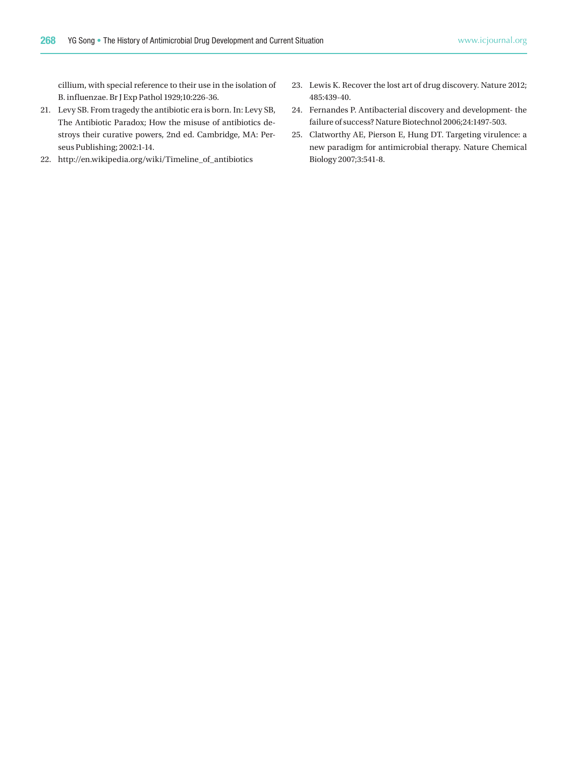cillium, with special reference to their use in the isolation of B. influenzae. Br J Exp Pathol 1929;10:226-36.

21. Levy SB. From tragedy the antibiotic era is born. In: Levy SB, The Antibiotic Paradox; How the misuse of antibiotics destroys their curative powers, 2nd ed. Cambridge, MA: Perseus Publishing; 2002:1-14.
22. http://en.wikipedia.org/wiki/Timeline_of_antibiotics
23. Lewis K. Recover the lost art of drug discovery. Nature 2012; 485:439-40.
24. Fernandes P. Antibacterial discovery and development- the failure of success? Nature Biotechnol 2006;24:1497-503.
25. Clatworthy AE, Pierson E, Hung DT. Targeting virulence: a new paradigm for antimicrobial therapy. Nature Chemical Biology 2007;3:541-8.